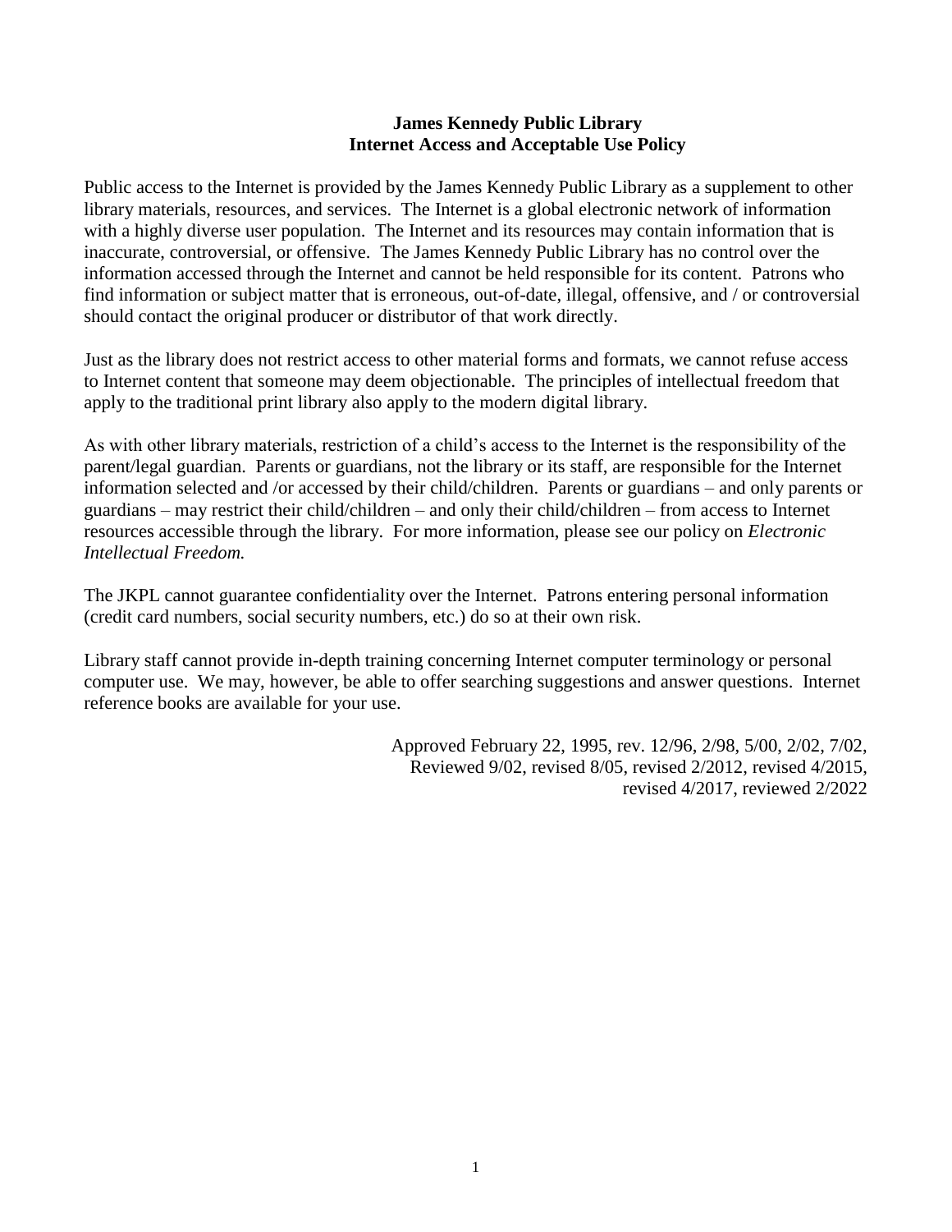**James Kennedy Public Library**
**Internet Access and Acceptable Use Policy**

Public access to the Internet is provided by the James Kennedy Public Library as a supplement to other library materials, resources, and services. The Internet is a global electronic network of information with a highly diverse user population. The Internet and its resources may contain information that is inaccurate, controversial, or offensive. The James Kennedy Public Library has no control over the information accessed through the Internet and cannot be held responsible for its content. Patrons who find information or subject matter that is erroneous, out-of-date, illegal, offensive, and / or controversial should contact the original producer or distributor of that work directly.

Just as the library does not restrict access to other material forms and formats, we cannot refuse access to Internet content that someone may deem objectionable. The principles of intellectual freedom that apply to the traditional print library also apply to the modern digital library.

As with other library materials, restriction of a child's access to the Internet is the responsibility of the parent/legal guardian. Parents or guardians, not the library or its staff, are responsible for the Internet information selected and /or accessed by their child/children. Parents or guardians – and only parents or guardians – may restrict their child/children – and only their child/children – from access to Internet resources accessible through the library. For more information, please see our policy on *Electronic Intellectual Freedom.*

The JKPL cannot guarantee confidentiality over the Internet. Patrons entering personal information (credit card numbers, social security numbers, etc.) do so at their own risk.

Library staff cannot provide in-depth training concerning Internet computer terminology or personal computer use. We may, however, be able to offer searching suggestions and answer questions. Internet reference books are available for your use.

Approved February 22, 1995, rev. 12/96, 2/98, 5/00, 2/02, 7/02, Reviewed 9/02, revised 8/05, revised 2/2012, revised 4/2015, revised 4/2017, reviewed 2/2022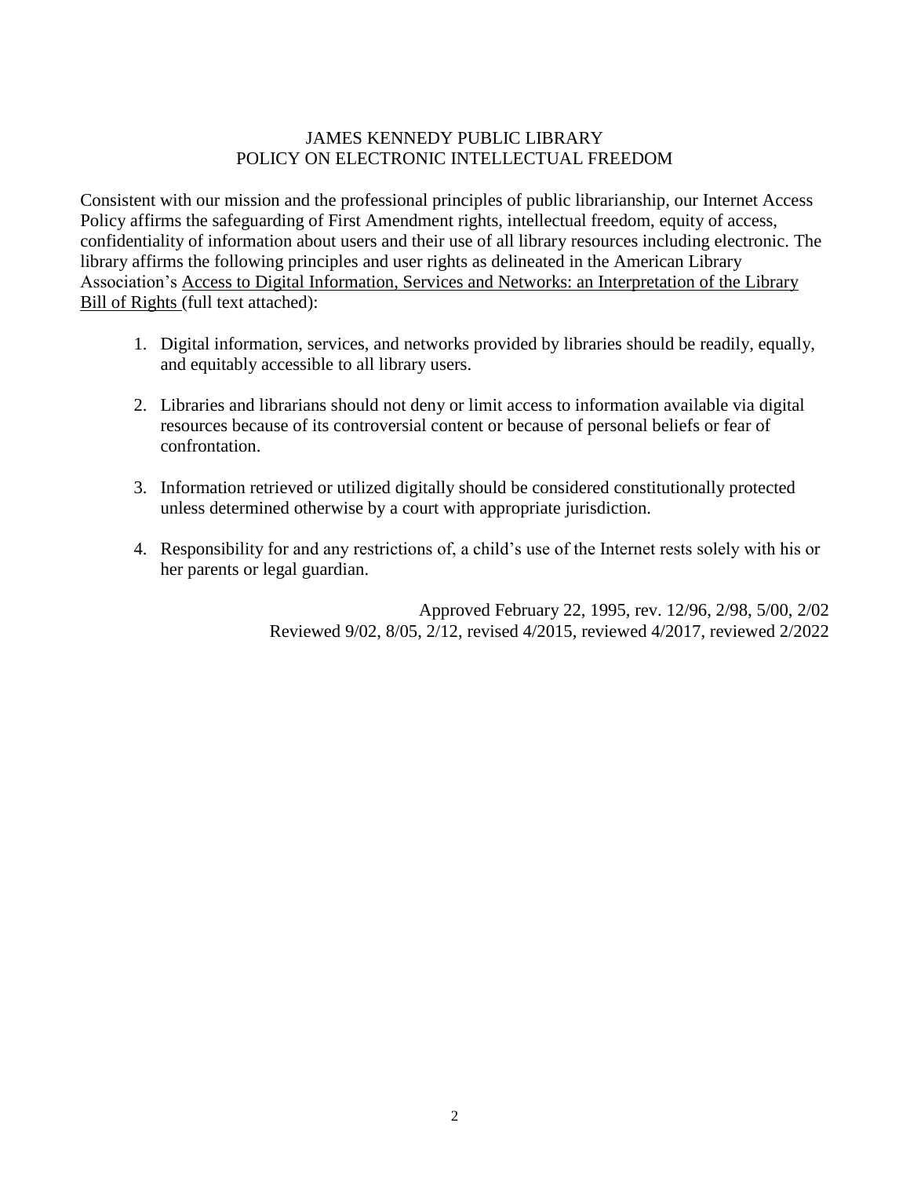# JAMES KENNEDY PUBLIC LIBRARY
## POLICY ON ELECTRONIC INTELLECTUAL FREEDOM

Consistent with our mission and the professional principles of public librarianship, our Internet Access Policy affirms the safeguarding of First Amendment rights, intellectual freedom, equity of access, confidentiality of information about users and their use of all library resources including electronic. The library affirms the following principles and user rights as delineated in the American Library Association's Access to Digital Information, Services and Networks: an Interpretation of the Library Bill of Rights (full text attached):

1. Digital information, services, and networks provided by libraries should be readily, equally, and equitably accessible to all library users.

2. Libraries and librarians should not deny or limit access to information available via digital resources because of its controversial content or because of personal beliefs or fear of confrontation.

3. Information retrieved or utilized digitally should be considered constitutionally protected unless determined otherwise by a court with appropriate jurisdiction.

4. Responsibility for and any restrictions of, a child's use of the Internet rests solely with his or her parents or legal guardian.

Approved February 22, 1995, rev. 12/96, 2/98, 5/00, 2/02
Reviewed 9/02, 8/05, 2/12, revised 4/2015, reviewed 4/2017, reviewed 2/2022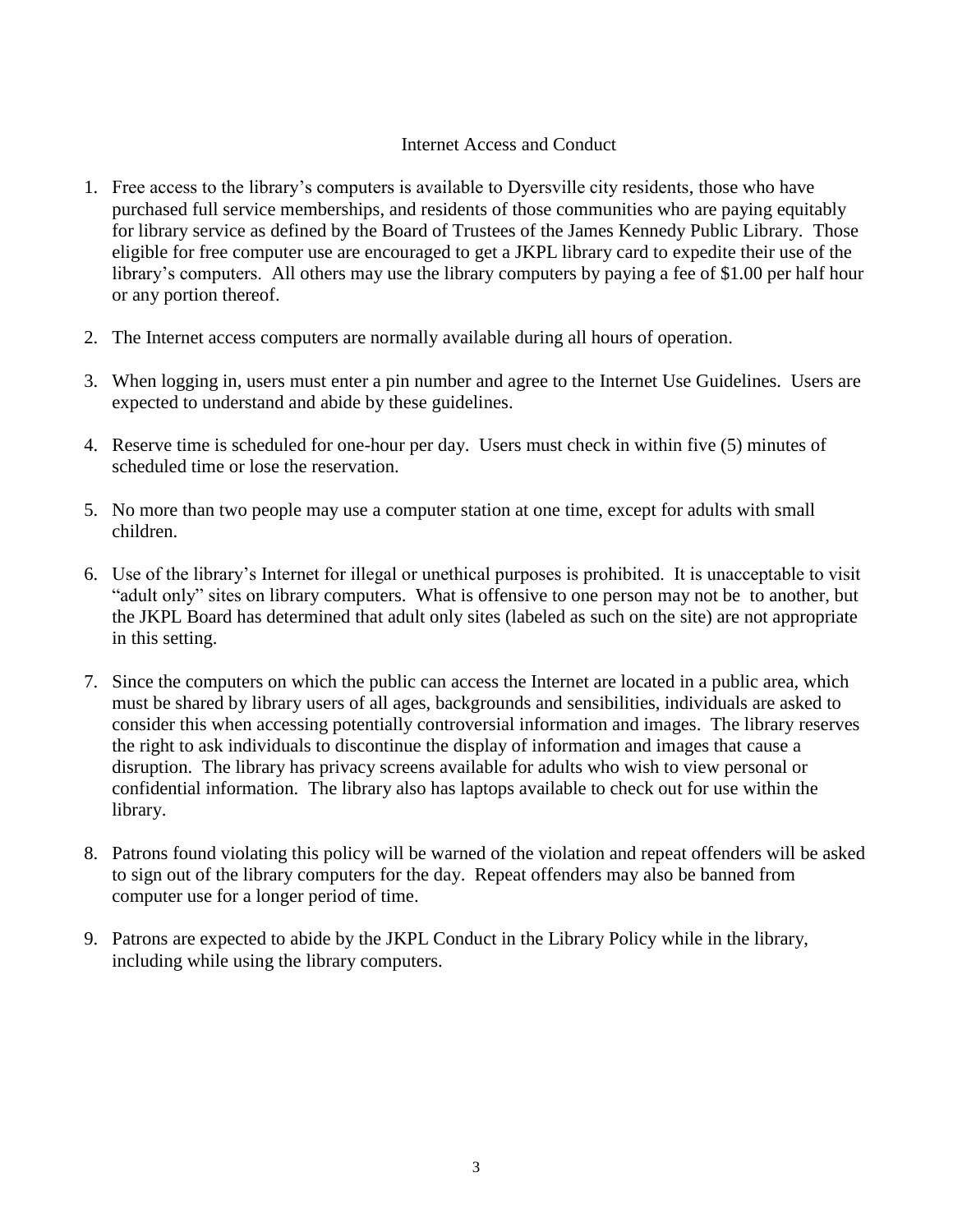## Internet Access and Conduct

1. Free access to the library's computers is available to Dyersville city residents, those who have purchased full service memberships, and residents of those communities who are paying equitably for library service as defined by the Board of Trustees of the James Kennedy Public Library. Those eligible for free computer use are encouraged to get a JKPL library card to expedite their use of the library's computers. All others may use the library computers by paying a fee of $1.00 per half hour or any portion thereof.

2. The Internet access computers are normally available during all hours of operation.

3. When logging in, users must enter a pin number and agree to the Internet Use Guidelines. Users are expected to understand and abide by these guidelines.

4. Reserve time is scheduled for one-hour per day. Users must check in within five (5) minutes of scheduled time or lose the reservation.

5. No more than two people may use a computer station at one time, except for adults with small children.

6. Use of the library's Internet for illegal or unethical purposes is prohibited. It is unacceptable to visit "adult only" sites on library computers. What is offensive to one person may not be to another, but the JKPL Board has determined that adult only sites (labeled as such on the site) are not appropriate in this setting.

7. Since the computers on which the public can access the Internet are located in a public area, which must be shared by library users of all ages, backgrounds and sensibilities, individuals are asked to consider this when accessing potentially controversial information and images. The library reserves the right to ask individuals to discontinue the display of information and images that cause a disruption. The library has privacy screens available for adults who wish to view personal or confidential information. The library also has laptops available to check out for use within the library.

8. Patrons found violating this policy will be warned of the violation and repeat offenders will be asked to sign out of the library computers for the day. Repeat offenders may also be banned from computer use for a longer period of time.

9. Patrons are expected to abide by the JKPL Conduct in the Library Policy while in the library, including while using the library computers.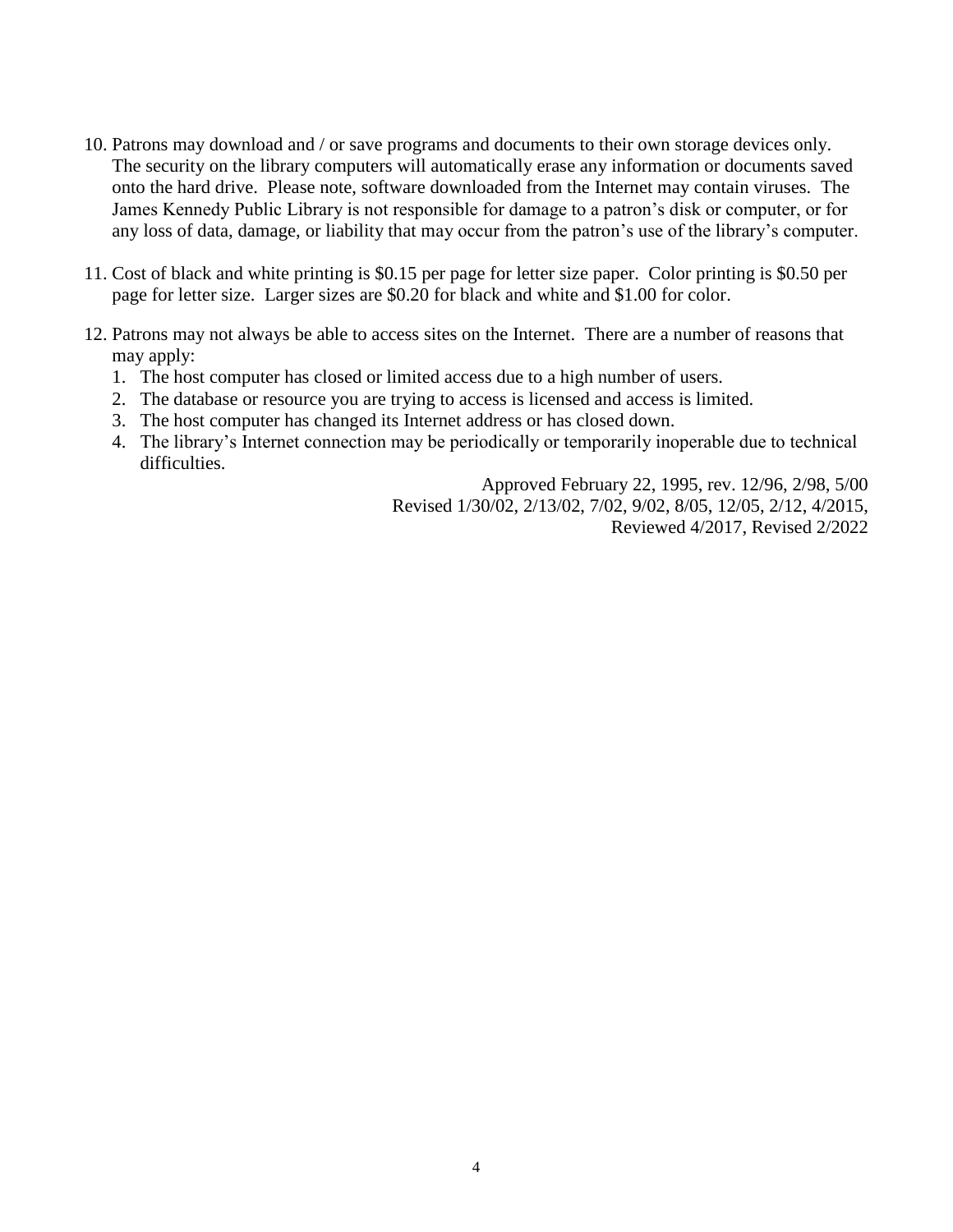10. Patrons may download and / or save programs and documents to their own storage devices only. The security on the library computers will automatically erase any information or documents saved onto the hard drive. Please note, software downloaded from the Internet may contain viruses. The James Kennedy Public Library is not responsible for damage to a patron's disk or computer, or for any loss of data, damage, or liability that may occur from the patron's use of the library's computer.

11. Cost of black and white printing is $0.15 per page for letter size paper. Color printing is $0.50 per page for letter size. Larger sizes are $0.20 for black and white and $1.00 for color.

12. Patrons may not always be able to access sites on the Internet. There are a number of reasons that may apply:
    1. The host computer has closed or limited access due to a high number of users.
    2. The database or resource you are trying to access is licensed and access is limited.
    3. The host computer has changed its Internet address or has closed down.
    4. The library's Internet connection may be periodically or temporarily inoperable due to technical difficulties.

Approved February 22, 1995, rev. 12/96, 2/98, 5/00
Revised 1/30/02, 2/13/02, 7/02, 9/02, 8/05, 12/05, 2/12, 4/2015,
Reviewed 4/2017, Revised 2/2022